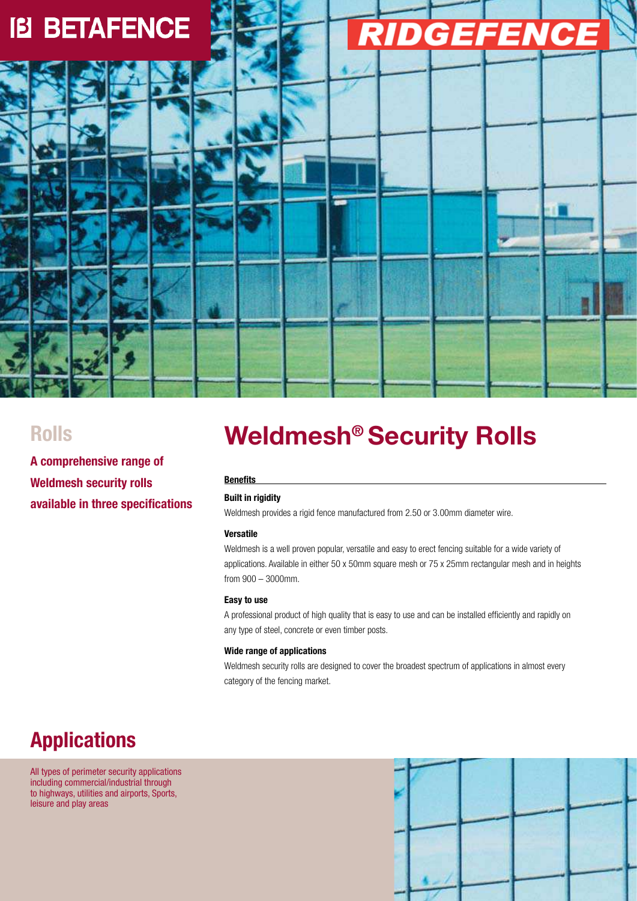BETAFENCE

RIDGEFENCE

## Rolls

**A comprehensive range of Weldmesh security rolls available in three specifications**

# Weldmesh® Security Rolls

**Benefits**

**Built in rigidity**

Weldmesh provides a rigid fence manufactured from 2.50 or 3.00mm diameter wire.

**Versatile**

Weldmesh is a well proven popular, versatile and easy to erect fencing suitable for a wide variety of applications. Available in either 50 x 50mm square mesh or 75 x 25mm rectangular mesh and in heights from 900 – 3000mm.

**Easy to use**

A professional product of high quality that is easy to use and can be installed efficiently and rapidly on any type of steel, concrete or even timber posts.

**Wide range of applications**

Weldmesh security rolls are designed to cover the broadest spectrum of applications in almost every category of the fencing market.

## Applications

All types of perimeter security applications including commercial/industrial through to highways, utilities and airports, Sports, leisure and play areas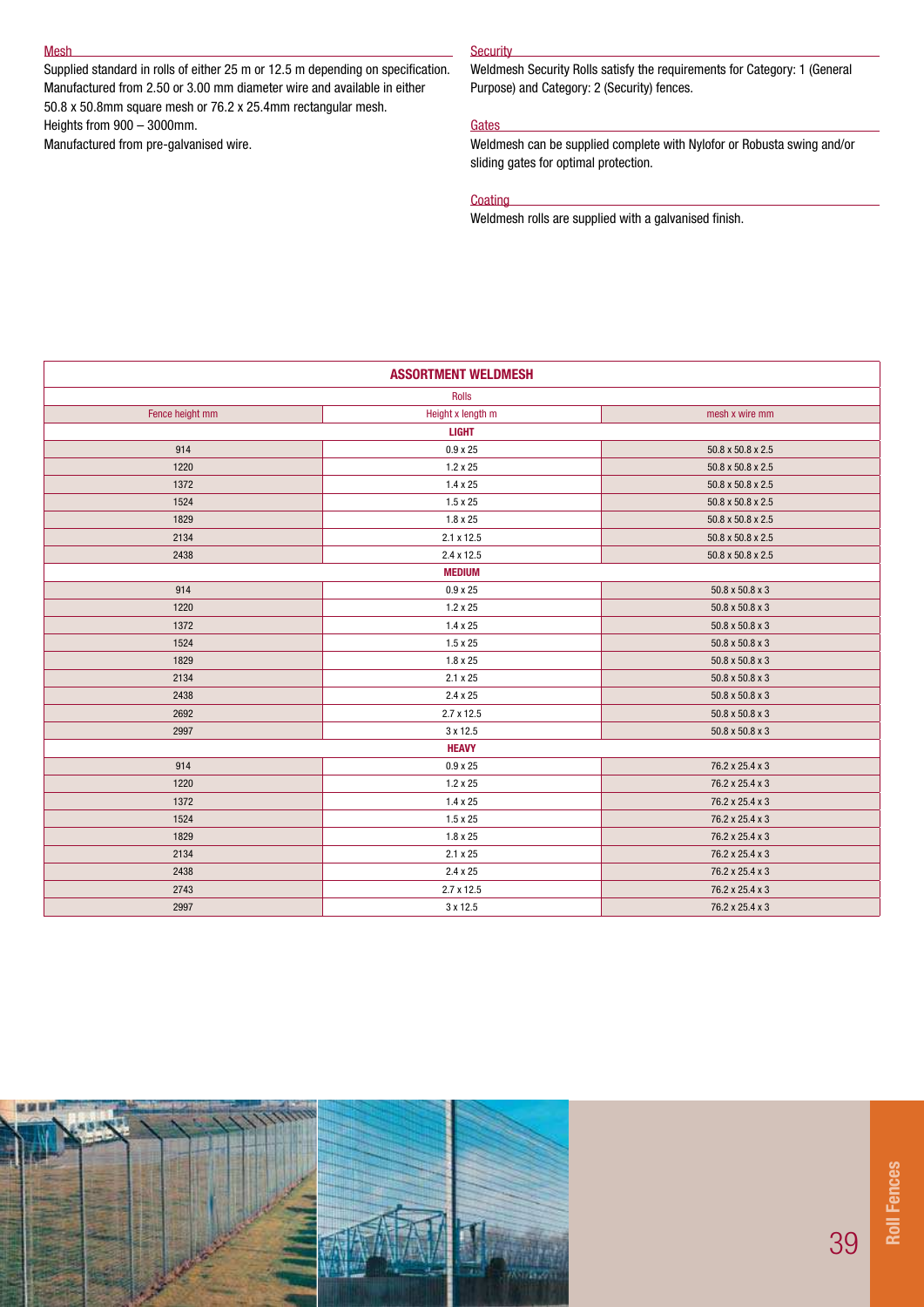## Mesh

Supplied standard in rolls of either 25 m or 12.5 m depending on specification.
Manufactured from 2.50 or 3.00 mm diameter wire and available in either
50.8 x 50.8mm square mesh or 76.2 x 25.4mm rectangular mesh.
Heights from 900 – 3000mm.
Manufactured from pre-galvanised wire.

## Security

Weldmesh Security Rolls satisfy the requirements for Category: 1 (General Purpose) and Category: 2 (Security) fences.

## Gates

Weldmesh can be supplied complete with Nylofor or Robusta swing and/or sliding gates for optimal protection.

## Coating

Weldmesh rolls are supplied with a galvanised finish.

| ASSORTMENT WELDMESH | | |
|---|---|---|
| Rolls | | |
| Fence height mm | Height x length m | mesh x wire mm |
| **LIGHT** | | |
| 914 | 0.9 x 25 | 50.8 x 50.8 x 2.5 |
| 1220 | 1.2 x 25 | 50.8 x 50.8 x 2.5 |
| 1372 | 1.4 x 25 | 50.8 x 50.8 x 2.5 |
| 1524 | 1.5 x 25 | 50.8 x 50.8 x 2.5 |
| 1829 | 1.8 x 25 | 50.8 x 50.8 x 2.5 |
| 2134 | 2.1 x 12.5 | 50.8 x 50.8 x 2.5 |
| 2438 | 2.4 x 12.5 | 50.8 x 50.8 x 2.5 |
| **MEDIUM** | | |
| 914 | 0.9 x 25 | 50.8 x 50.8 x 3 |
| 1220 | 1.2 x 25 | 50.8 x 50.8 x 3 |
| 1372 | 1.4 x 25 | 50.8 x 50.8 x 3 |
| 1524 | 1.5 x 25 | 50.8 x 50.8 x 3 |
| 1829 | 1.8 x 25 | 50.8 x 50.8 x 3 |
| 2134 | 2.1 x 25 | 50.8 x 50.8 x 3 |
| 2438 | 2.4 x 25 | 50.8 x 50.8 x 3 |
| 2692 | 2.7 x 12.5 | 50.8 x 50.8 x 3 |
| 2997 | 3 x 12.5 | 50.8 x 50.8 x 3 |
| **HEAVY** | | |
| 914 | 0.9 x 25 | 76.2 x 25.4 x 3 |
| 1220 | 1.2 x 25 | 76.2 x 25.4 x 3 |
| 1372 | 1.4 x 25 | 76.2 x 25.4 x 3 |
| 1524 | 1.5 x 25 | 76.2 x 25.4 x 3 |
| 1829 | 1.8 x 25 | 76.2 x 25.4 x 3 |
| 2134 | 2.1 x 25 | 76.2 x 25.4 x 3 |
| 2438 | 2.4 x 25 | 76.2 x 25.4 x 3 |
| 2743 | 2.7 x 12.5 | 76.2 x 25.4 x 3 |
| 2997 | 3 x 12.5 | 76.2 x 25.4 x 3 |